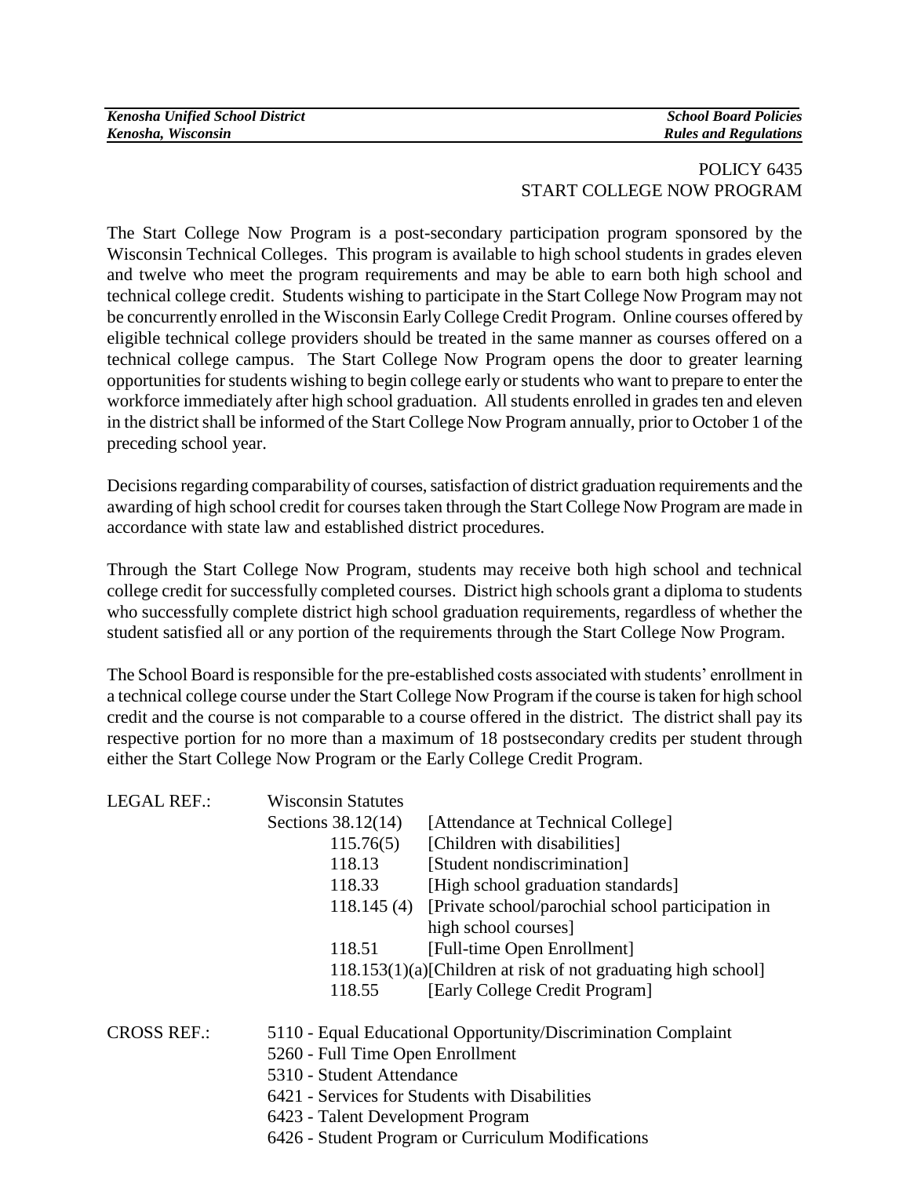*Kenosha Unified School District* — *School Board Policies*
*Kenosha, Wisconsin* — *Rules and Regulations*

# POLICY 6435
# START COLLEGE NOW PROGRAM

The Start College Now Program is a post-secondary participation program sponsored by the Wisconsin Technical Colleges. This program is available to high school students in grades eleven and twelve who meet the program requirements and may be able to earn both high school and technical college credit. Students wishing to participate in the Start College Now Program may not be concurrently enrolled in the Wisconsin Early College Credit Program. Online courses offered by eligible technical college providers should be treated in the same manner as courses offered on a technical college campus. The Start College Now Program opens the door to greater learning opportunities for students wishing to begin college early or students who want to prepare to enter the workforce immediately after high school graduation. All students enrolled in grades ten and eleven in the district shall be informed of the Start College Now Program annually, prior to October 1 of the preceding school year.

Decisions regarding comparability of courses, satisfaction of district graduation requirements and the awarding of high school credit for courses taken through the Start College Now Program are made in accordance with state law and established district procedures.

Through the Start College Now Program, students may receive both high school and technical college credit for successfully completed courses. District high schools grant a diploma to students who successfully complete district high school graduation requirements, regardless of whether the student satisfied all or any portion of the requirements through the Start College Now Program.

The School Board is responsible for the pre-established costs associated with students' enrollment in a technical college course under the Start College Now Program if the course is taken for high school credit and the course is not comparable to a course offered in the district. The district shall pay its respective portion for no more than a maximum of 18 postsecondary credits per student through either the Start College Now Program or the Early College Credit Program.

| | | |
|---|---|---|
| LEGAL REF.: | Wisconsin Statutes | |
| | Sections 38.12(14) | [Attendance at Technical College] |
| | 115.76(5) | [Children with disabilities] |
| | 118.13 | [Student nondiscrimination] |
| | 118.33 | [High school graduation standards] |
| | 118.145 (4) | [Private school/parochial school participation in high school courses] |
| | 118.51 | [Full-time Open Enrollment] |
| | 118.153(1)(a) | [Children at risk of not graduating high school] |
| | 118.55 | [Early College Credit Program] |

CROSS REF.:
- 5110 - Equal Educational Opportunity/Discrimination Complaint
- 5260 - Full Time Open Enrollment
- 5310 - Student Attendance
- 6421 - Services for Students with Disabilities
- 6423 - Talent Development Program
- 6426 - Student Program or Curriculum Modifications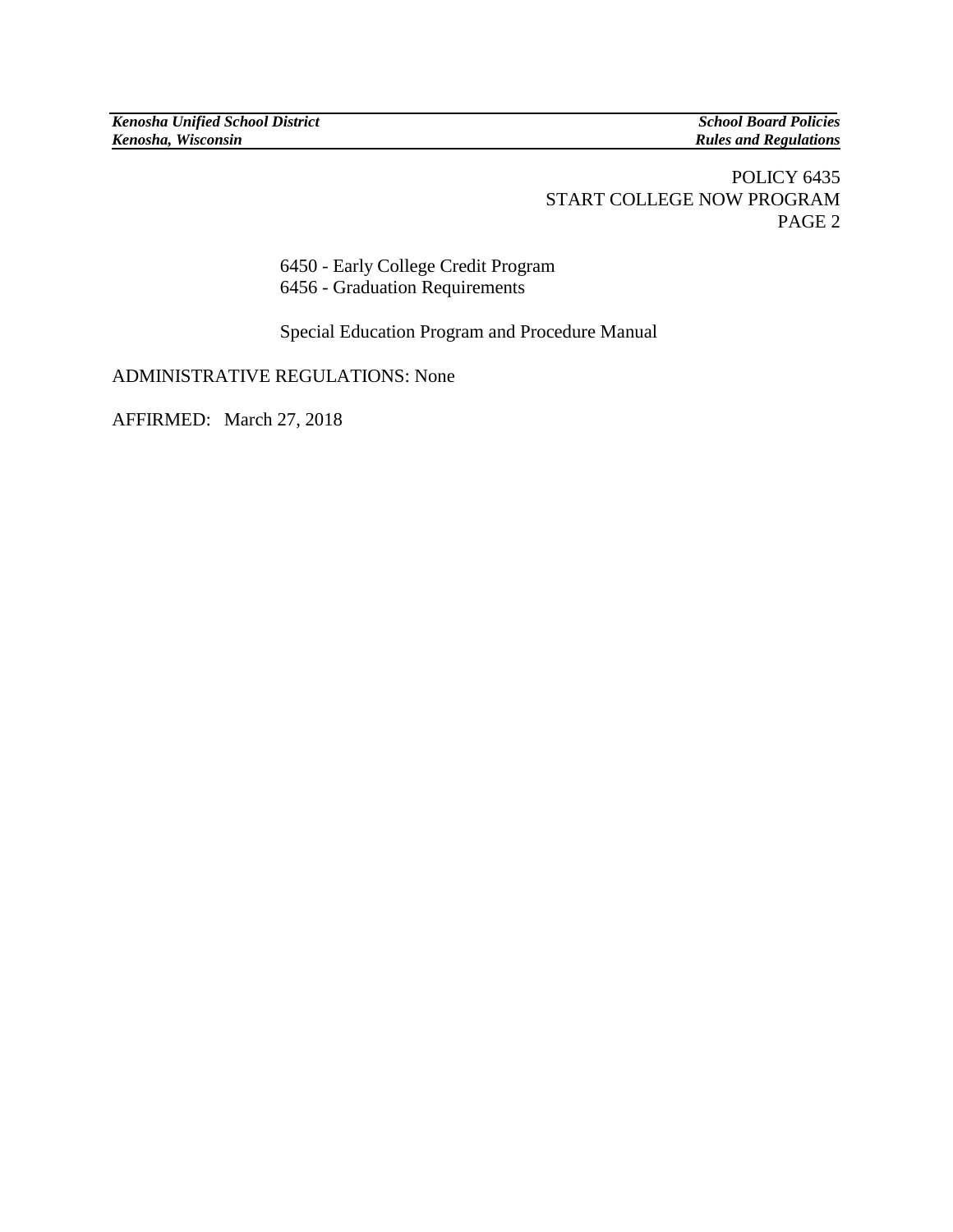6450 - Early College Credit Program
6456 - Graduation Requirements

Special Education Program and Procedure Manual

ADMINISTRATIVE REGULATIONS: None

AFFIRMED: March 27, 2018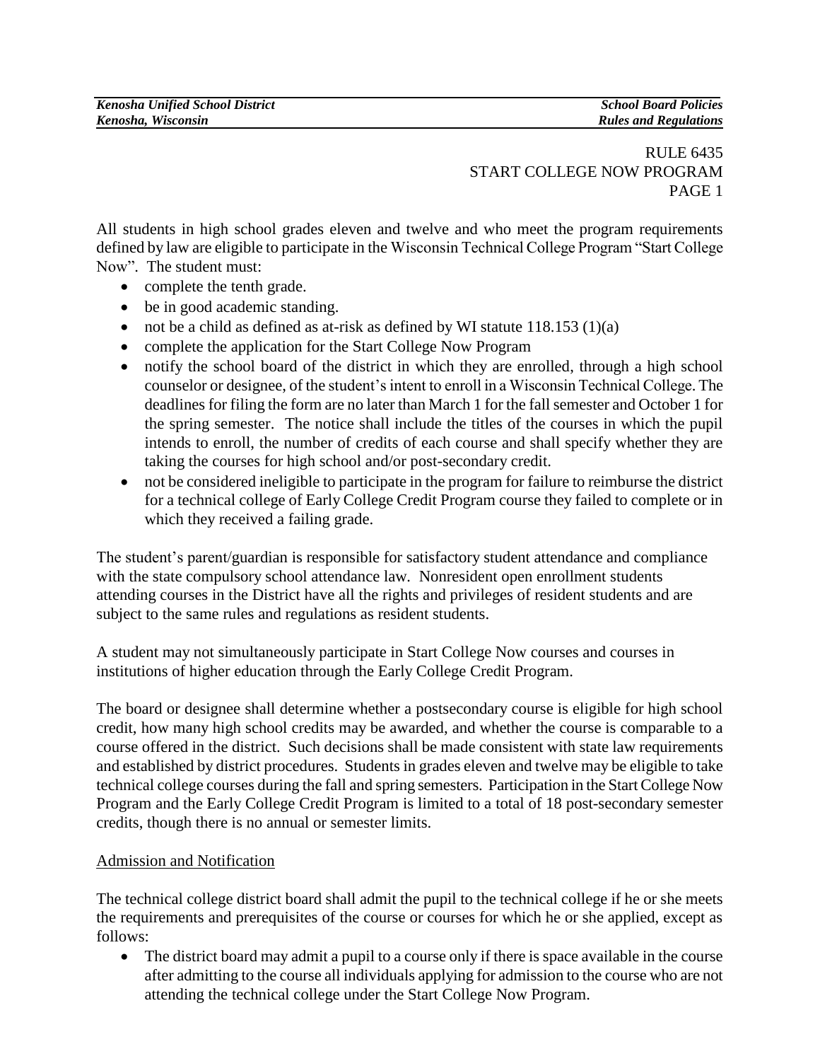RULE 6435
START COLLEGE NOW PROGRAM

All students in high school grades eleven and twelve and who meet the program requirements defined by law are eligible to participate in the Wisconsin Technical College Program "Start College Now". The student must:

- complete the tenth grade.
- be in good academic standing.
- not be a child as defined as at-risk as defined by WI statute 118.153 (1)(a)
- complete the application for the Start College Now Program
- notify the school board of the district in which they are enrolled, through a high school counselor or designee, of the student's intent to enroll in a Wisconsin Technical College. The deadlines for filing the form are no later than March 1 for the fall semester and October 1 for the spring semester. The notice shall include the titles of the courses in which the pupil intends to enroll, the number of credits of each course and shall specify whether they are taking the courses for high school and/or post-secondary credit.
- not be considered ineligible to participate in the program for failure to reimburse the district for a technical college of Early College Credit Program course they failed to complete or in which they received a failing grade.

The student's parent/guardian is responsible for satisfactory student attendance and compliance with the state compulsory school attendance law. Nonresident open enrollment students attending courses in the District have all the rights and privileges of resident students and are subject to the same rules and regulations as resident students.

A student may not simultaneously participate in Start College Now courses and courses in institutions of higher education through the Early College Credit Program.

The board or designee shall determine whether a postsecondary course is eligible for high school credit, how many high school credits may be awarded, and whether the course is comparable to a course offered in the district. Such decisions shall be made consistent with state law requirements and established by district procedures. Students in grades eleven and twelve may be eligible to take technical college courses during the fall and spring semesters. Participation in the Start College Now Program and the Early College Credit Program is limited to a total of 18 post-secondary semester credits, though there is no annual or semester limits.

## Admission and Notification

The technical college district board shall admit the pupil to the technical college if he or she meets the requirements and prerequisites of the course or courses for which he or she applied, except as follows:

- The district board may admit a pupil to a course only if there is space available in the course after admitting to the course all individuals applying for admission to the course who are not attending the technical college under the Start College Now Program.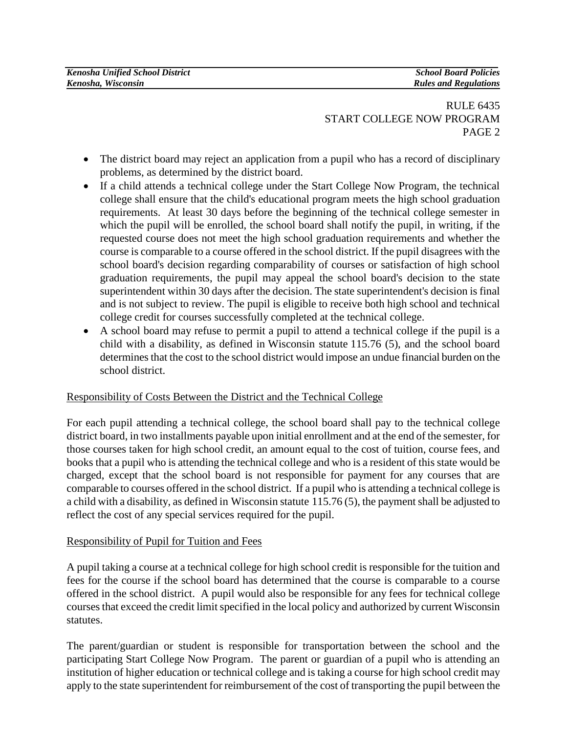- The district board may reject an application from a pupil who has a record of disciplinary problems, as determined by the district board.
- If a child attends a technical college under the Start College Now Program, the technical college shall ensure that the child's educational program meets the high school graduation requirements. At least 30 days before the beginning of the technical college semester in which the pupil will be enrolled, the school board shall notify the pupil, in writing, if the requested course does not meet the high school graduation requirements and whether the course is comparable to a course offered in the school district. If the pupil disagrees with the school board's decision regarding comparability of courses or satisfaction of high school graduation requirements, the pupil may appeal the school board's decision to the state superintendent within 30 days after the decision. The state superintendent's decision is final and is not subject to review. The pupil is eligible to receive both high school and technical college credit for courses successfully completed at the technical college.
- A school board may refuse to permit a pupil to attend a technical college if the pupil is a child with a disability, as defined in Wisconsin statute 115.76 (5), and the school board determines that the cost to the school district would impose an undue financial burden on the school district.

<u>Responsibility of Costs Between the District and the Technical College</u>

For each pupil attending a technical college, the school board shall pay to the technical college district board, in two installments payable upon initial enrollment and at the end of the semester, for those courses taken for high school credit, an amount equal to the cost of tuition, course fees, and books that a pupil who is attending the technical college and who is a resident of this state would be charged, except that the school board is not responsible for payment for any courses that are comparable to courses offered in the school district. If a pupil who is attending a technical college is a child with a disability, as defined in Wisconsin statute 115.76 (5), the payment shall be adjusted to reflect the cost of any special services required for the pupil.

<u>Responsibility of Pupil for Tuition and Fees</u>

A pupil taking a course at a technical college for high school credit is responsible for the tuition and fees for the course if the school board has determined that the course is comparable to a course offered in the school district. A pupil would also be responsible for any fees for technical college courses that exceed the credit limit specified in the local policy and authorized by current Wisconsin statutes.

The parent/guardian or student is responsible for transportation between the school and the participating Start College Now Program. The parent or guardian of a pupil who is attending an institution of higher education or technical college and is taking a course for high school credit may apply to the state superintendent for reimbursement of the cost of transporting the pupil between the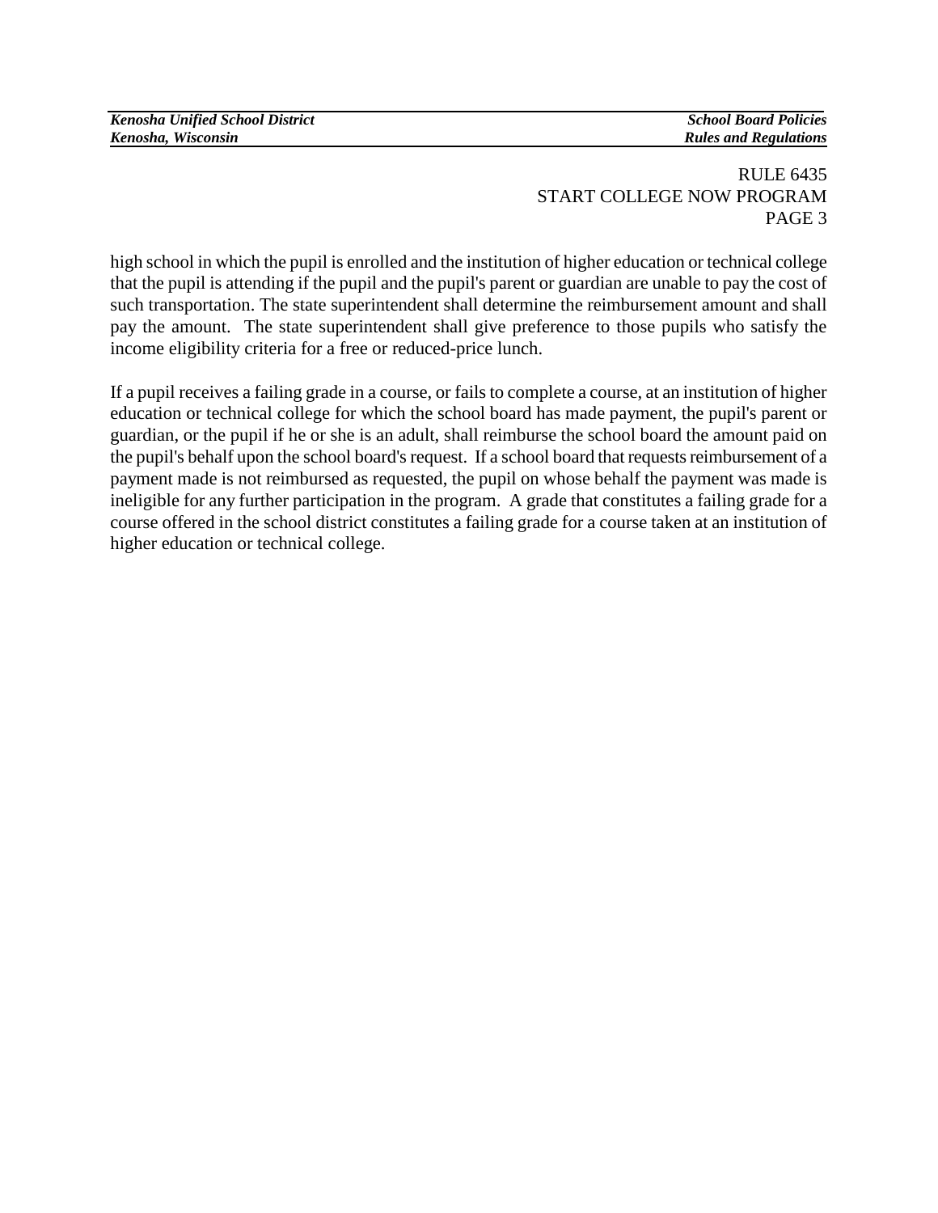high school in which the pupil is enrolled and the institution of higher education or technical college that the pupil is attending if the pupil and the pupil's parent or guardian are unable to pay the cost of such transportation. The state superintendent shall determine the reimbursement amount and shall pay the amount. The state superintendent shall give preference to those pupils who satisfy the income eligibility criteria for a free or reduced-price lunch.

If a pupil receives a failing grade in a course, or fails to complete a course, at an institution of higher education or technical college for which the school board has made payment, the pupil's parent or guardian, or the pupil if he or she is an adult, shall reimburse the school board the amount paid on the pupil's behalf upon the school board's request. If a school board that requests reimbursement of a payment made is not reimbursed as requested, the pupil on whose behalf the payment was made is ineligible for any further participation in the program. A grade that constitutes a failing grade for a course offered in the school district constitutes a failing grade for a course taken at an institution of higher education or technical college.